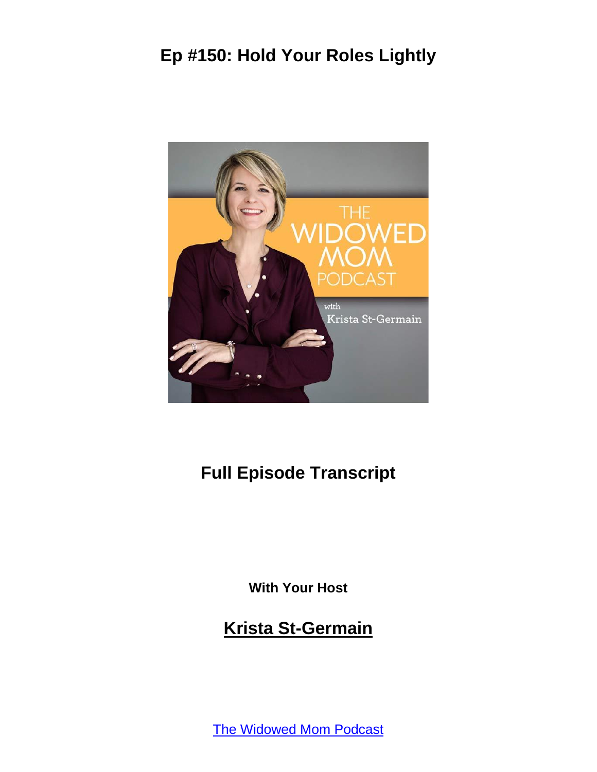# Ep #150: Hold Your Roles Lightly

## Full Episode Transcript

**With Your Host**

## Krista St-Germain

The Widowed Mom Podcast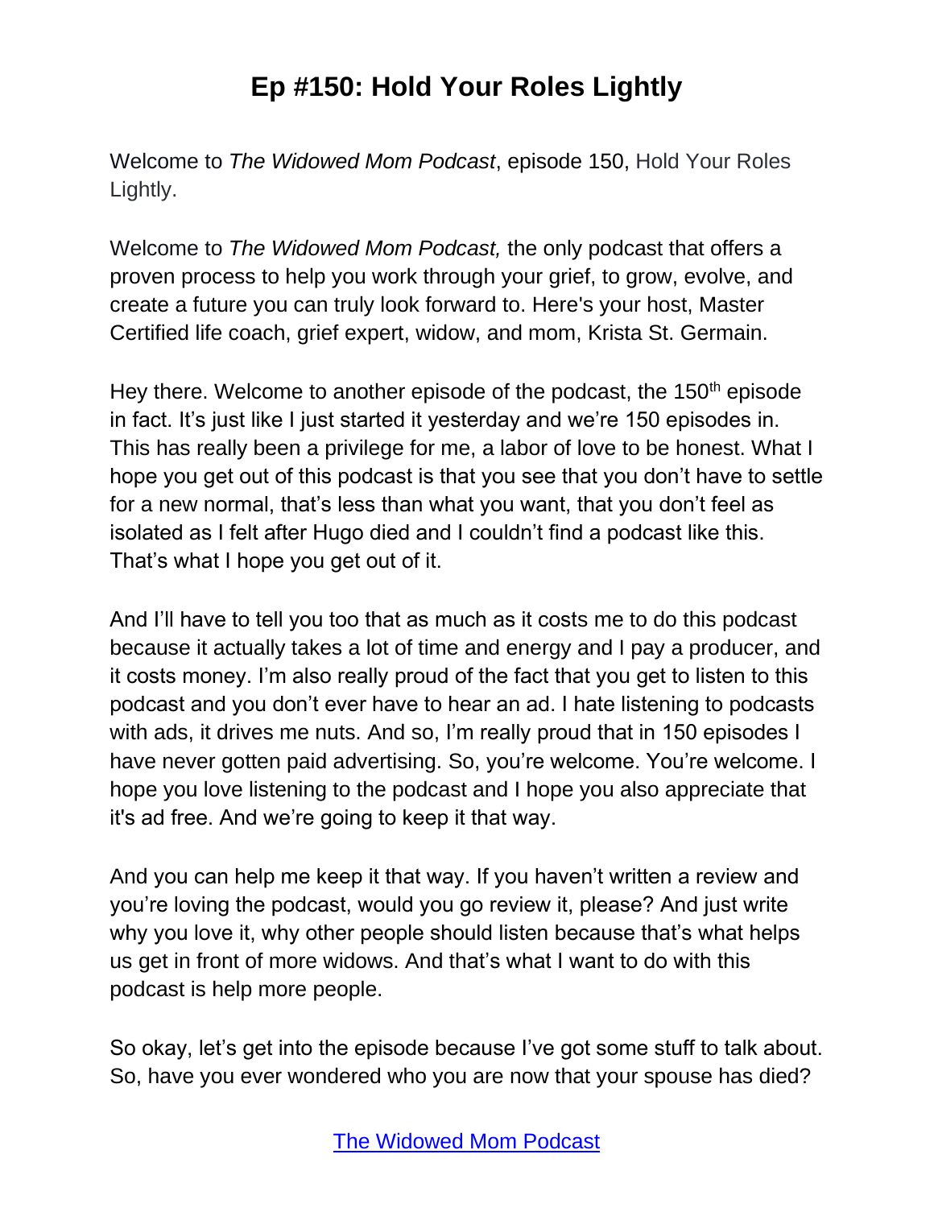# Ep #150: Hold Your Roles Lightly

Welcome to *The Widowed Mom Podcast*, episode 150, Hold Your Roles Lightly.

Welcome to *The Widowed Mom Podcast,* the only podcast that offers a proven process to help you work through your grief, to grow, evolve, and create a future you can truly look forward to. Here's your host, Master Certified life coach, grief expert, widow, and mom, Krista St. Germain.

Hey there. Welcome to another episode of the podcast, the 150th episode in fact. It's just like I just started it yesterday and we're 150 episodes in. This has really been a privilege for me, a labor of love to be honest. What I hope you get out of this podcast is that you see that you don't have to settle for a new normal, that's less than what you want, that you don't feel as isolated as I felt after Hugo died and I couldn't find a podcast like this. That's what I hope you get out of it.

And I'll have to tell you too that as much as it costs me to do this podcast because it actually takes a lot of time and energy and I pay a producer, and it costs money. I'm also really proud of the fact that you get to listen to this podcast and you don't ever have to hear an ad. I hate listening to podcasts with ads, it drives me nuts. And so, I'm really proud that in 150 episodes I have never gotten paid advertising. So, you're welcome. You're welcome. I hope you love listening to the podcast and I hope you also appreciate that it's ad free. And we're going to keep it that way.

And you can help me keep it that way. If you haven't written a review and you're loving the podcast, would you go review it, please? And just write why you love it, why other people should listen because that's what helps us get in front of more widows. And that's what I want to do with this podcast is help more people.

So okay, let's get into the episode because I've got some stuff to talk about. So, have you ever wondered who you are now that your spouse has died?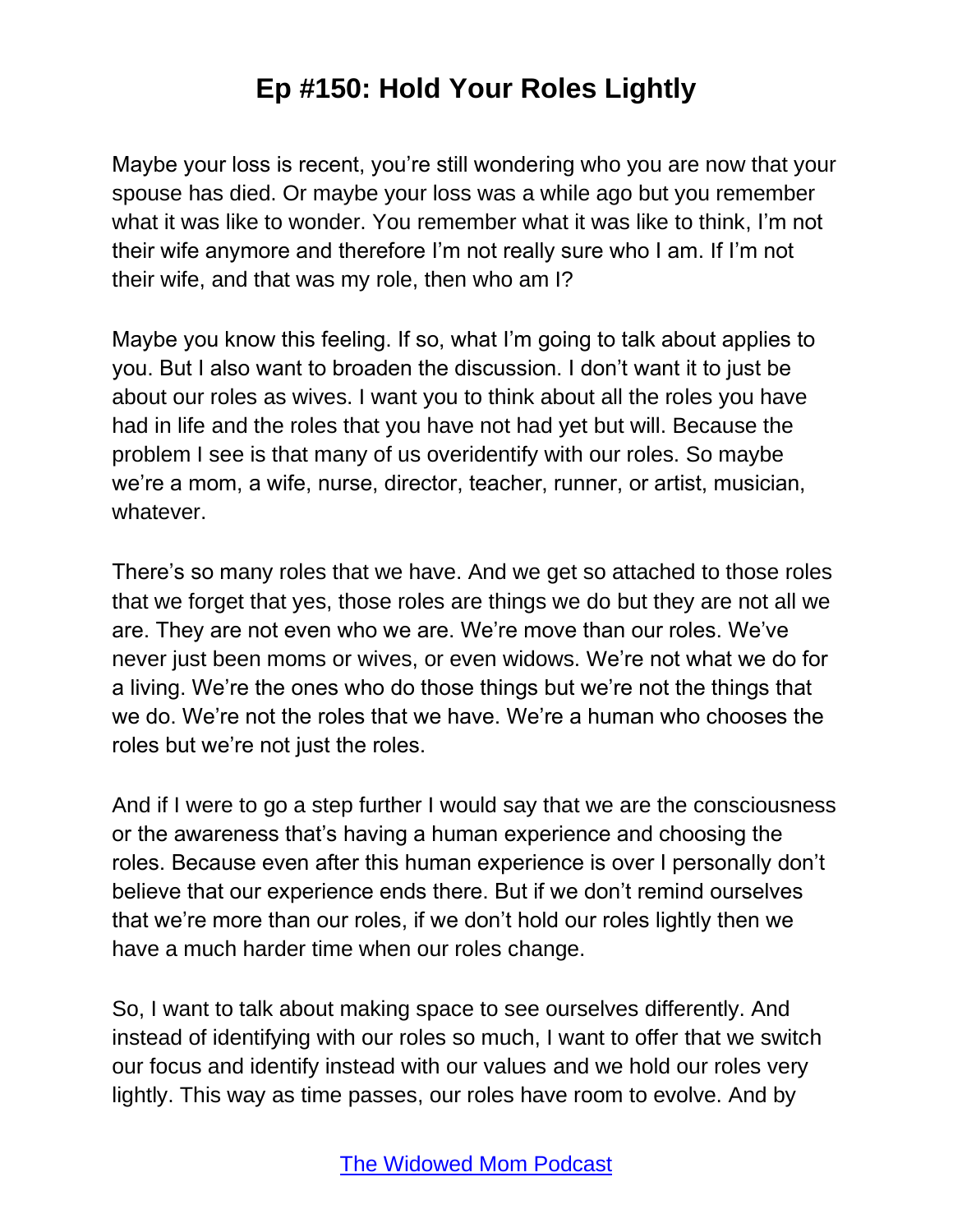# Ep #150: Hold Your Roles Lightly

Maybe your loss is recent, you're still wondering who you are now that your spouse has died. Or maybe your loss was a while ago but you remember what it was like to wonder. You remember what it was like to think, I'm not their wife anymore and therefore I'm not really sure who I am. If I'm not their wife, and that was my role, then who am I?

Maybe you know this feeling. If so, what I'm going to talk about applies to you. But I also want to broaden the discussion. I don't want it to just be about our roles as wives. I want you to think about all the roles you have had in life and the roles that you have not had yet but will. Because the problem I see is that many of us overidentify with our roles. So maybe we're a mom, a wife, nurse, director, teacher, runner, or artist, musician, whatever.

There's so many roles that we have. And we get so attached to those roles that we forget that yes, those roles are things we do but they are not all we are. They are not even who we are. We're move than our roles. We've never just been moms or wives, or even widows. We're not what we do for a living. We're the ones who do those things but we're not the things that we do. We're not the roles that we have. We're a human who chooses the roles but we're not just the roles.

And if I were to go a step further I would say that we are the consciousness or the awareness that's having a human experience and choosing the roles. Because even after this human experience is over I personally don't believe that our experience ends there. But if we don't remind ourselves that we're more than our roles, if we don't hold our roles lightly then we have a much harder time when our roles change.

So, I want to talk about making space to see ourselves differently. And instead of identifying with our roles so much, I want to offer that we switch our focus and identify instead with our values and we hold our roles very lightly. This way as time passes, our roles have room to evolve. And by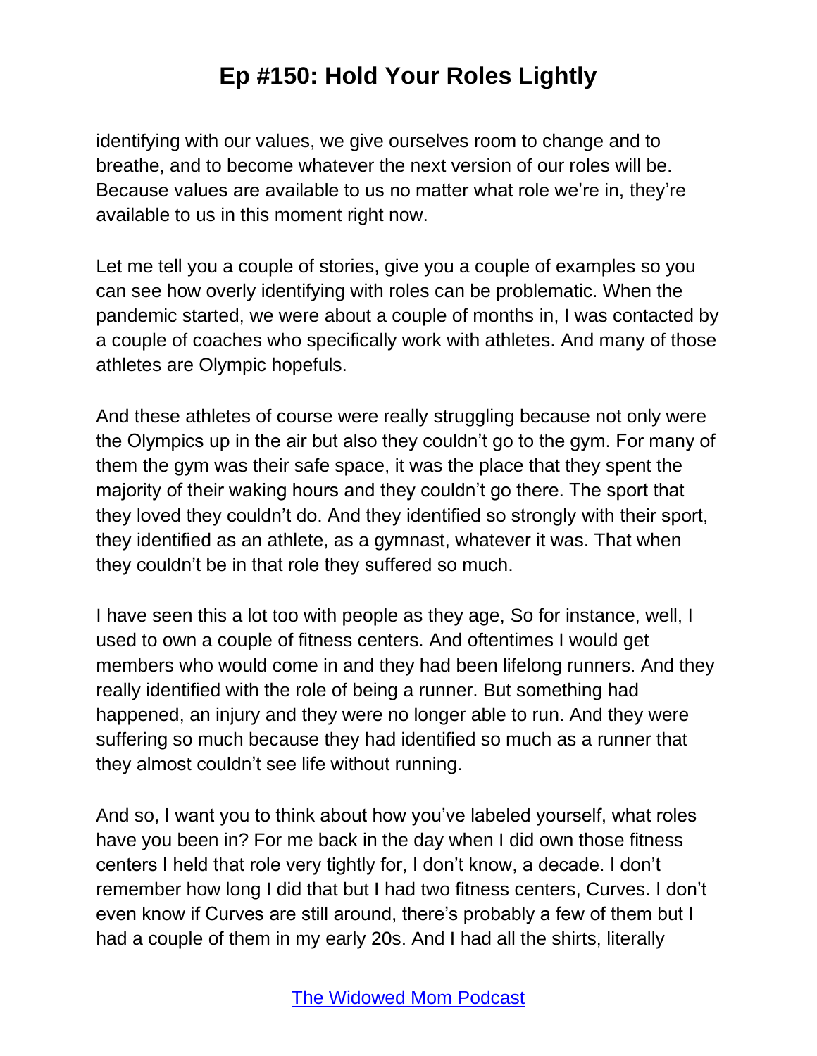identifying with our values, we give ourselves room to change and to breathe, and to become whatever the next version of our roles will be. Because values are available to us no matter what role we're in, they're available to us in this moment right now.

Let me tell you a couple of stories, give you a couple of examples so you can see how overly identifying with roles can be problematic. When the pandemic started, we were about a couple of months in, I was contacted by a couple of coaches who specifically work with athletes. And many of those athletes are Olympic hopefuls.

And these athletes of course were really struggling because not only were the Olympics up in the air but also they couldn't go to the gym. For many of them the gym was their safe space, it was the place that they spent the majority of their waking hours and they couldn't go there. The sport that they loved they couldn't do. And they identified so strongly with their sport, they identified as an athlete, as a gymnast, whatever it was. That when they couldn't be in that role they suffered so much.

I have seen this a lot too with people as they age, So for instance, well, I used to own a couple of fitness centers. And oftentimes I would get members who would come in and they had been lifelong runners. And they really identified with the role of being a runner. But something had happened, an injury and they were no longer able to run. And they were suffering so much because they had identified so much as a runner that they almost couldn't see life without running.

And so, I want you to think about how you've labeled yourself, what roles have you been in? For me back in the day when I did own those fitness centers I held that role very tightly for, I don't know, a decade. I don't remember how long I did that but I had two fitness centers, Curves. I don't even know if Curves are still around, there's probably a few of them but I had a couple of them in my early 20s. And I had all the shirts, literally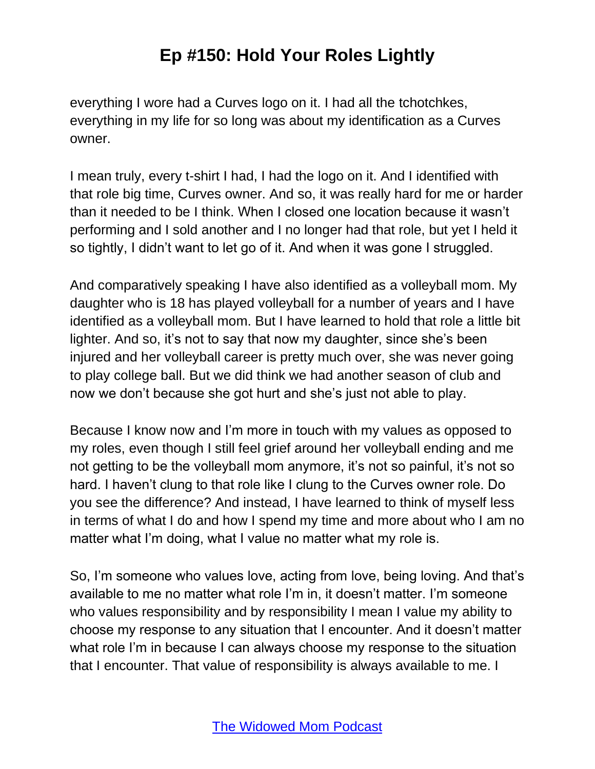everything I wore had a Curves logo on it. I had all the tchotchkes, everything in my life for so long was about my identification as a Curves owner.

I mean truly, every t-shirt I had, I had the logo on it. And I identified with that role big time, Curves owner. And so, it was really hard for me or harder than it needed to be I think. When I closed one location because it wasn't performing and I sold another and I no longer had that role, but yet I held it so tightly, I didn't want to let go of it. And when it was gone I struggled.

And comparatively speaking I have also identified as a volleyball mom. My daughter who is 18 has played volleyball for a number of years and I have identified as a volleyball mom. But I have learned to hold that role a little bit lighter. And so, it's not to say that now my daughter, since she's been injured and her volleyball career is pretty much over, she was never going to play college ball. But we did think we had another season of club and now we don't because she got hurt and she's just not able to play.

Because I know now and I'm more in touch with my values as opposed to my roles, even though I still feel grief around her volleyball ending and me not getting to be the volleyball mom anymore, it's not so painful, it's not so hard. I haven't clung to that role like I clung to the Curves owner role. Do you see the difference? And instead, I have learned to think of myself less in terms of what I do and how I spend my time and more about who I am no matter what I'm doing, what I value no matter what my role is.

So, I'm someone who values love, acting from love, being loving. And that's available to me no matter what role I'm in, it doesn't matter. I'm someone who values responsibility and by responsibility I mean I value my ability to choose my response to any situation that I encounter. And it doesn't matter what role I'm in because I can always choose my response to the situation that I encounter. That value of responsibility is always available to me. I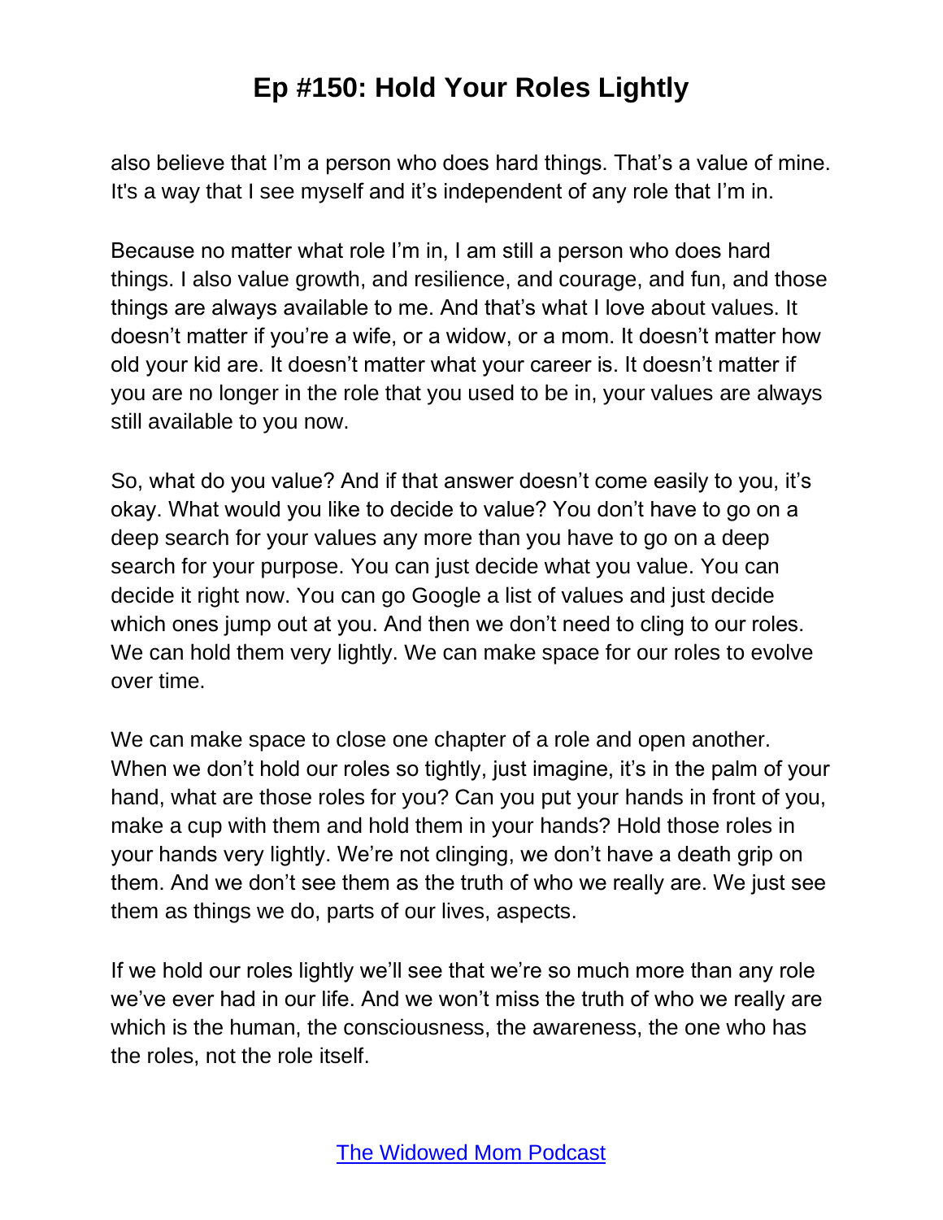also believe that I'm a person who does hard things. That's a value of mine. It's a way that I see myself and it's independent of any role that I'm in.

Because no matter what role I'm in, I am still a person who does hard things. I also value growth, and resilience, and courage, and fun, and those things are always available to me. And that's what I love about values. It doesn't matter if you're a wife, or a widow, or a mom. It doesn't matter how old your kid are. It doesn't matter what your career is. It doesn't matter if you are no longer in the role that you used to be in, your values are always still available to you now.

So, what do you value? And if that answer doesn't come easily to you, it's okay. What would you like to decide to value? You don't have to go on a deep search for your values any more than you have to go on a deep search for your purpose. You can just decide what you value. You can decide it right now. You can go Google a list of values and just decide which ones jump out at you. And then we don't need to cling to our roles. We can hold them very lightly. We can make space for our roles to evolve over time.

We can make space to close one chapter of a role and open another. When we don't hold our roles so tightly, just imagine, it's in the palm of your hand, what are those roles for you? Can you put your hands in front of you, make a cup with them and hold them in your hands? Hold those roles in your hands very lightly. We're not clinging, we don't have a death grip on them. And we don't see them as the truth of who we really are. We just see them as things we do, parts of our lives, aspects.

If we hold our roles lightly we'll see that we're so much more than any role we've ever had in our life. And we won't miss the truth of who we really are which is the human, the consciousness, the awareness, the one who has the roles, not the role itself.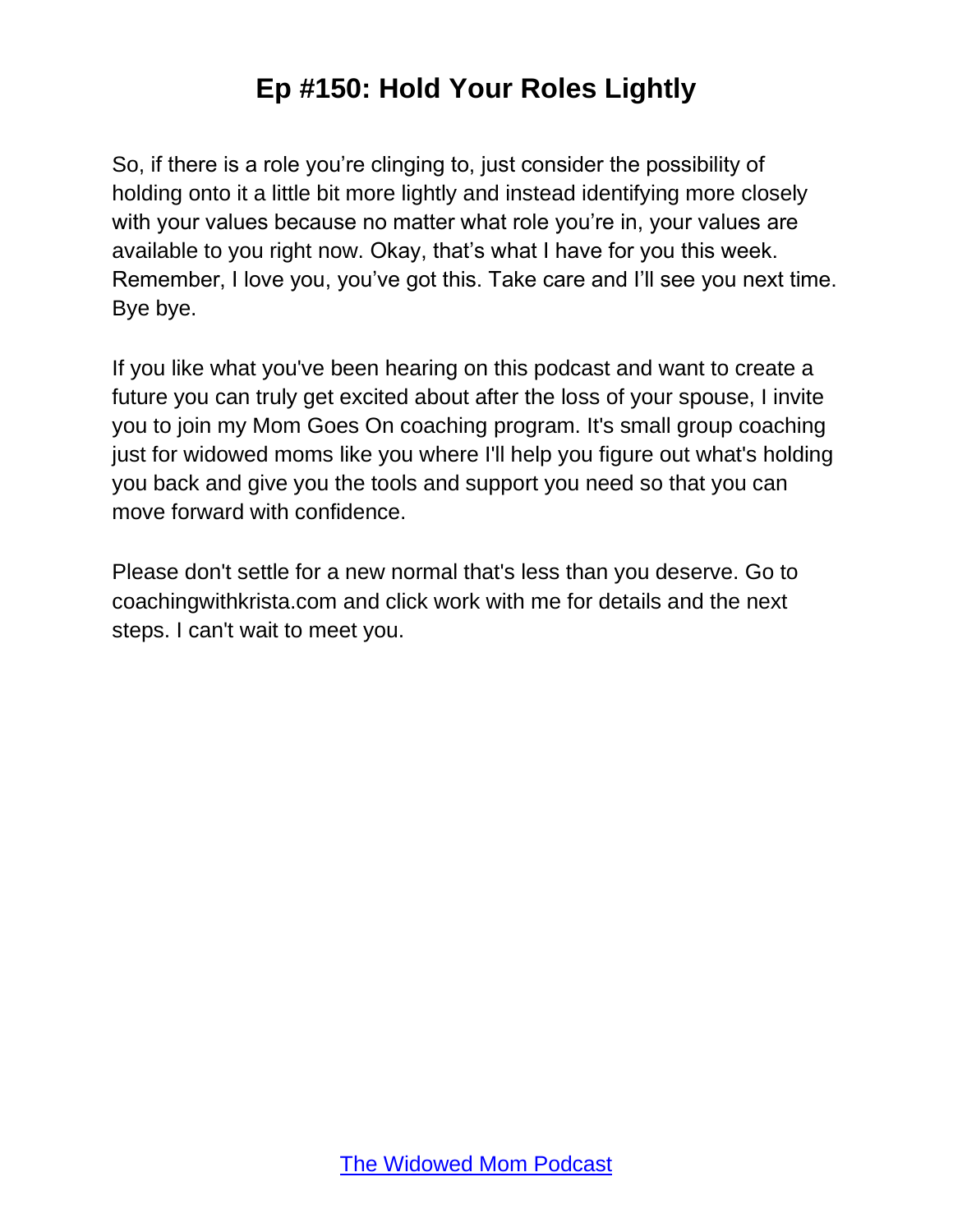So, if there is a role you're clinging to, just consider the possibility of holding onto it a little bit more lightly and instead identifying more closely with your values because no matter what role you're in, your values are available to you right now. Okay, that's what I have for you this week. Remember, I love you, you've got this. Take care and I'll see you next time. Bye bye.

If you like what you've been hearing on this podcast and want to create a future you can truly get excited about after the loss of your spouse, I invite you to join my Mom Goes On coaching program. It's small group coaching just for widowed moms like you where I'll help you figure out what's holding you back and give you the tools and support you need so that you can move forward with confidence.

Please don't settle for a new normal that's less than you deserve. Go to coachingwithkrista.com and click work with me for details and the next steps. I can't wait to meet you.